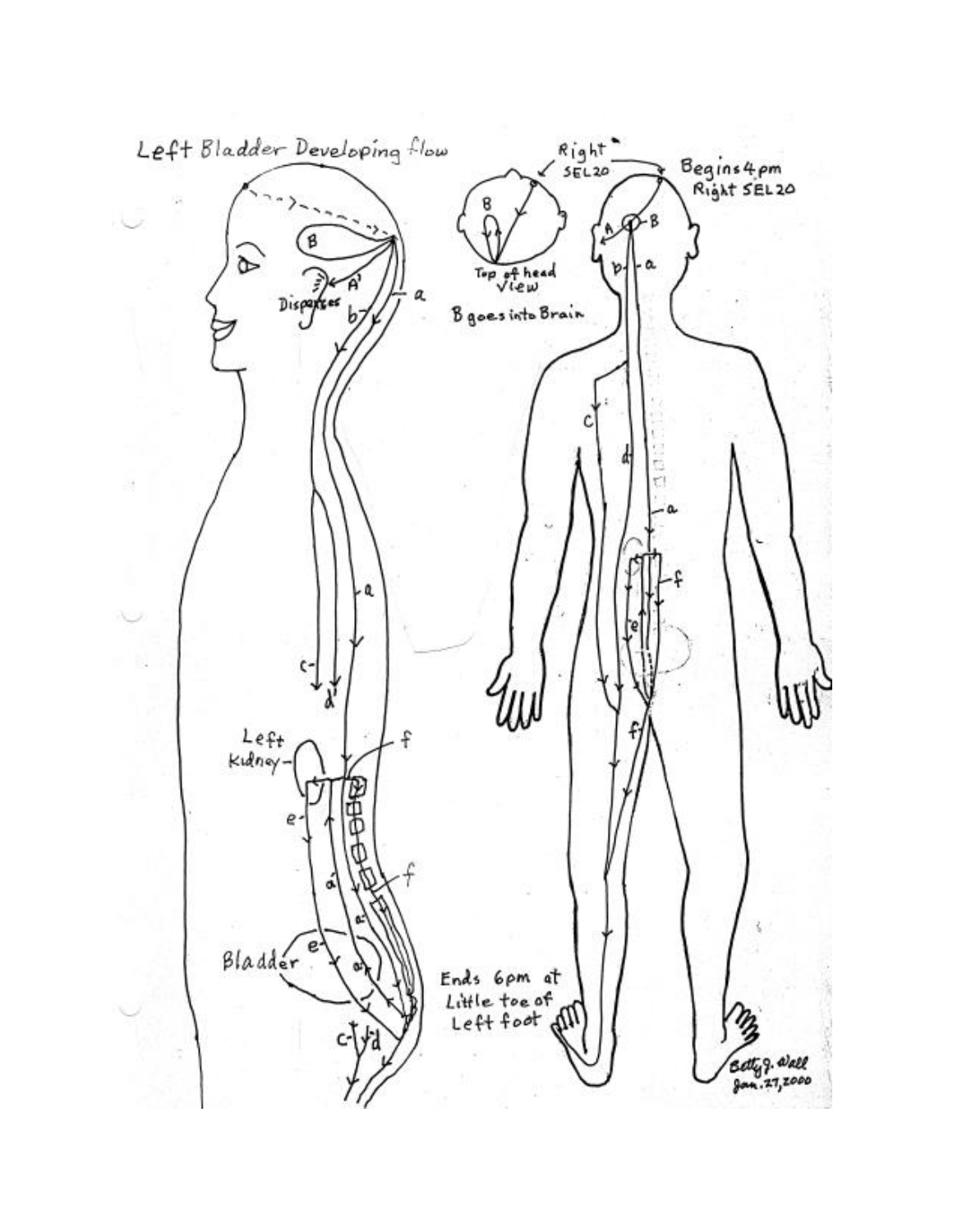# Left Bladder Developing flow

Right SEL20

Begins 4pm Right SEL20

Top of head View

B goes into Brain

Disperses

Left Kidney

Bladder

Ends 6pm at Little toe of Left foot

Betty J. Wall
Jan. 27, 2000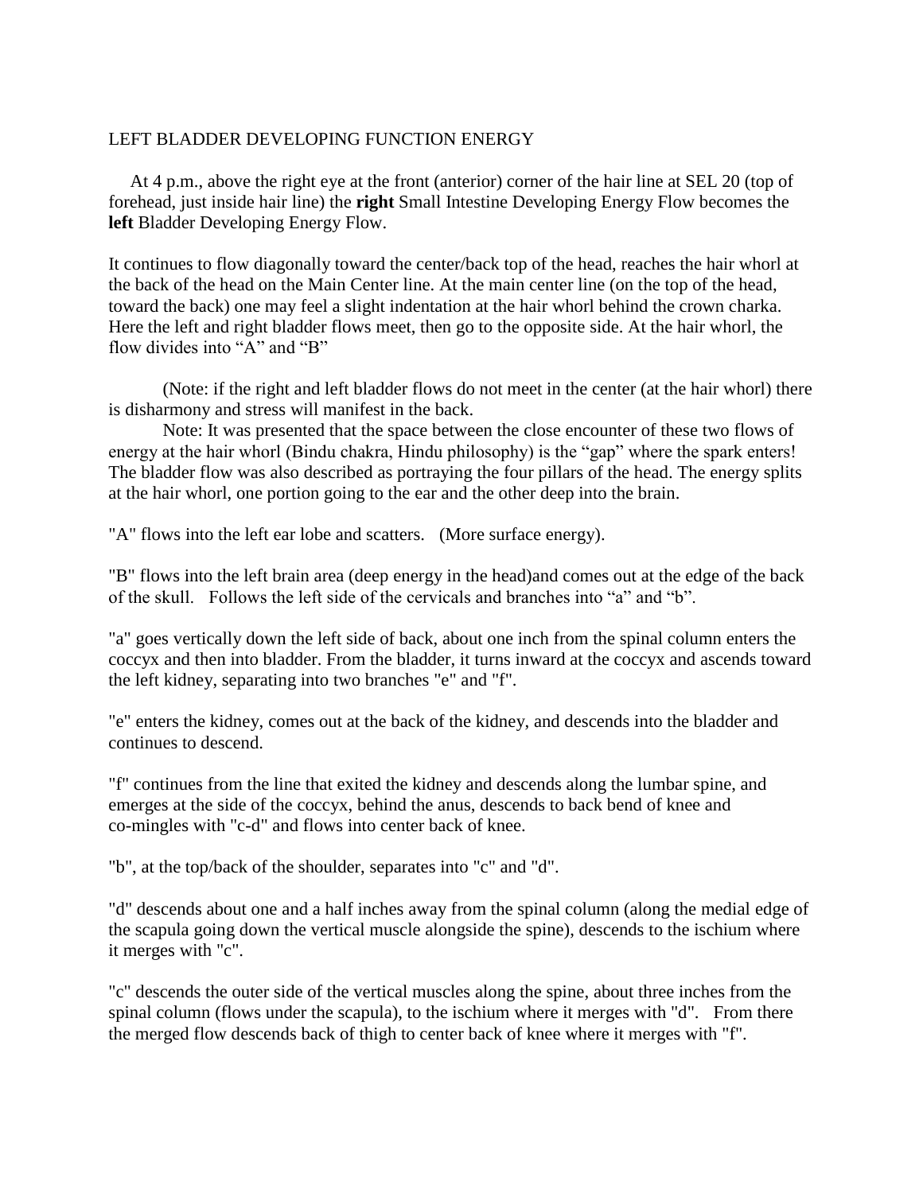LEFT BLADDER DEVELOPING FUNCTION ENERGY

At 4 p.m., above the right eye at the front (anterior) corner of the hair line at SEL 20 (top of forehead, just inside hair line) the **right** Small Intestine Developing Energy Flow becomes the **left** Bladder Developing Energy Flow.

It continues to flow diagonally toward the center/back top of the head, reaches the hair whorl at the back of the head on the Main Center line. At the main center line (on the top of the head, toward the back) one may feel a slight indentation at the hair whorl behind the crown charka. Here the left and right bladder flows meet, then go to the opposite side. At the hair whorl, the flow divides into "A" and "B"

(Note: if the right and left bladder flows do not meet in the center (at the hair whorl) there is disharmony and stress will manifest in the back.

Note: It was presented that the space between the close encounter of these two flows of energy at the hair whorl (Bindu chakra, Hindu philosophy) is the "gap" where the spark enters! The bladder flow was also described as portraying the four pillars of the head. The energy splits at the hair whorl, one portion going to the ear and the other deep into the brain.

"A" flows into the left ear lobe and scatters. (More surface energy).

"B" flows into the left brain area (deep energy in the head)and comes out at the edge of the back of the skull. Follows the left side of the cervicals and branches into "a" and "b".

"a" goes vertically down the left side of back, about one inch from the spinal column enters the coccyx and then into bladder. From the bladder, it turns inward at the coccyx and ascends toward the left kidney, separating into two branches "e" and "f".

"e" enters the kidney, comes out at the back of the kidney, and descends into the bladder and continues to descend.

"f" continues from the line that exited the kidney and descends along the lumbar spine, and emerges at the side of the coccyx, behind the anus, descends to back bend of knee and co-mingles with "c-d" and flows into center back of knee.

"b", at the top/back of the shoulder, separates into "c" and "d".

"d" descends about one and a half inches away from the spinal column (along the medial edge of the scapula going down the vertical muscle alongside the spine), descends to the ischium where it merges with "c".

"c" descends the outer side of the vertical muscles along the spine, about three inches from the spinal column (flows under the scapula), to the ischium where it merges with "d". From there the merged flow descends back of thigh to center back of knee where it merges with "f".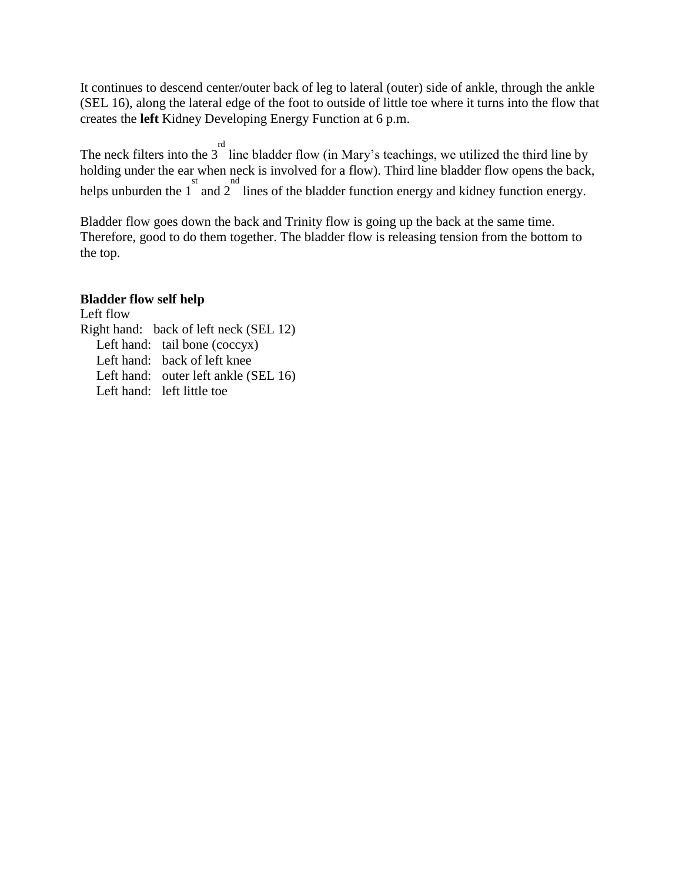It continues to descend center/outer back of leg to lateral (outer) side of ankle, through the ankle (SEL 16), along the lateral edge of the foot to outside of little toe where it turns into the flow that creates the **left** Kidney Developing Energy Function at 6 p.m.

The neck filters into the 3rd line bladder flow (in Mary's teachings, we utilized the third line by holding under the ear when neck is involved for a flow). Third line bladder flow opens the back, helps unburden the 1st and 2nd lines of the bladder function energy and kidney function energy.

Bladder flow goes down the back and Trinity flow is going up the back at the same time. Therefore, good to do them together. The bladder flow is releasing tension from the bottom to the top.

**Bladder flow self help**

Left flow
Right hand: back of left neck (SEL 12)
Left hand: tail bone (coccyx)
Left hand: back of left knee
Left hand: outer left ankle (SEL 16)
Left hand: left little toe